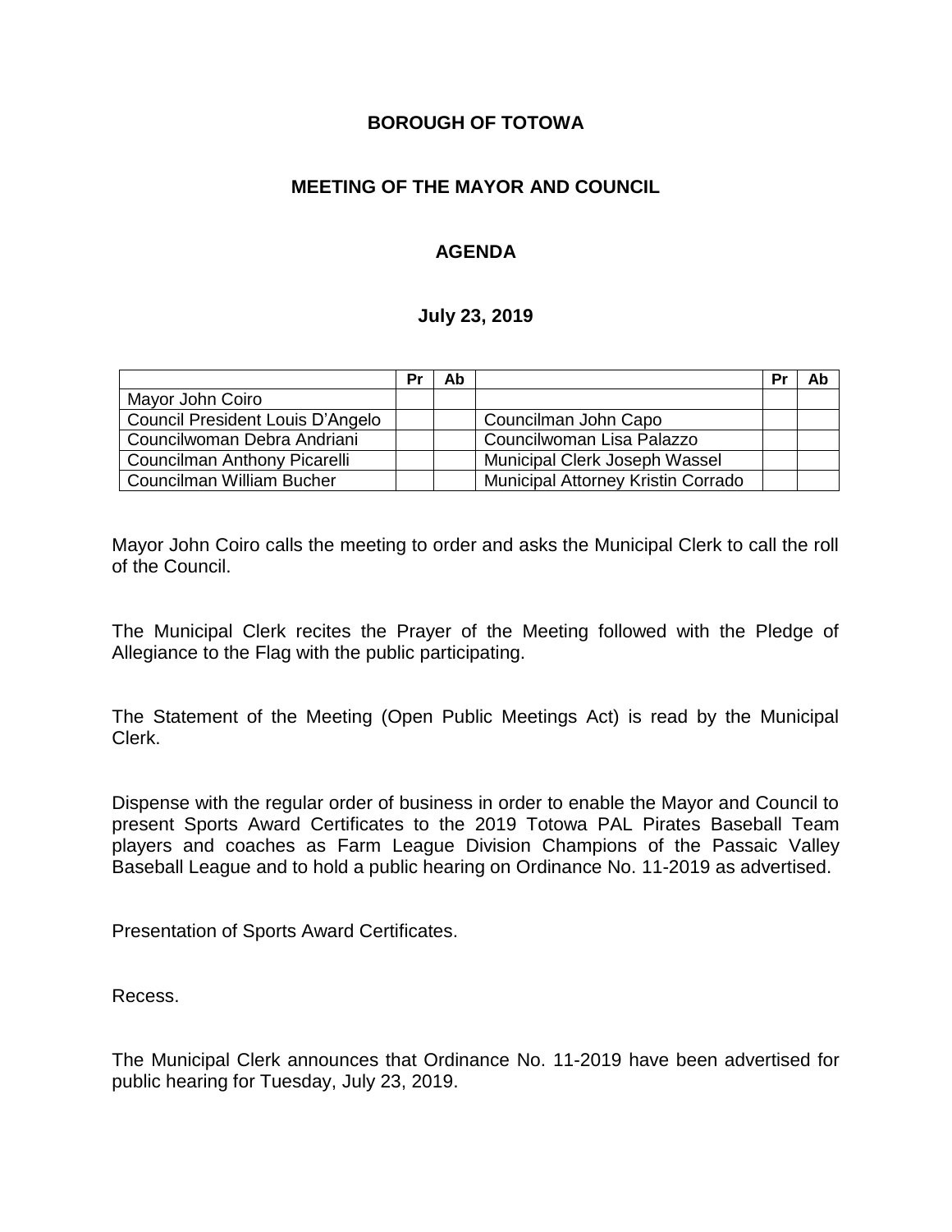**BOROUGH OF TOTOWA**

**MEETING OF THE MAYOR AND COUNCIL**

**AGENDA**

**July 23, 2019**

| | Pr | Ab | | Pr | Ab |
|---|---|---|---|---|---|
| Mayor John Coiro | | | | | |
| Council President Louis D'Angelo | | | Councilman John Capo | | |
| Councilwoman Debra Andriani | | | Councilwoman Lisa Palazzo | | |
| Councilman Anthony Picarelli | | | Municipal Clerk Joseph Wassel | | |
| Councilman William Bucher | | | Municipal Attorney Kristin Corrado | | |

Mayor John Coiro calls the meeting to order and asks the Municipal Clerk to call the roll of the Council.

The Municipal Clerk recites the Prayer of the Meeting followed with the Pledge of Allegiance to the Flag with the public participating.

The Statement of the Meeting (Open Public Meetings Act) is read by the Municipal Clerk.

Dispense with the regular order of business in order to enable the Mayor and Council to present Sports Award Certificates to the 2019 Totowa PAL Pirates Baseball Team players and coaches as Farm League Division Champions of the Passaic Valley Baseball League and to hold a public hearing on Ordinance No. 11-2019 as advertised.

Presentation of Sports Award Certificates.

Recess.

The Municipal Clerk announces that Ordinance No. 11-2019 have been advertised for public hearing for Tuesday, July 23, 2019.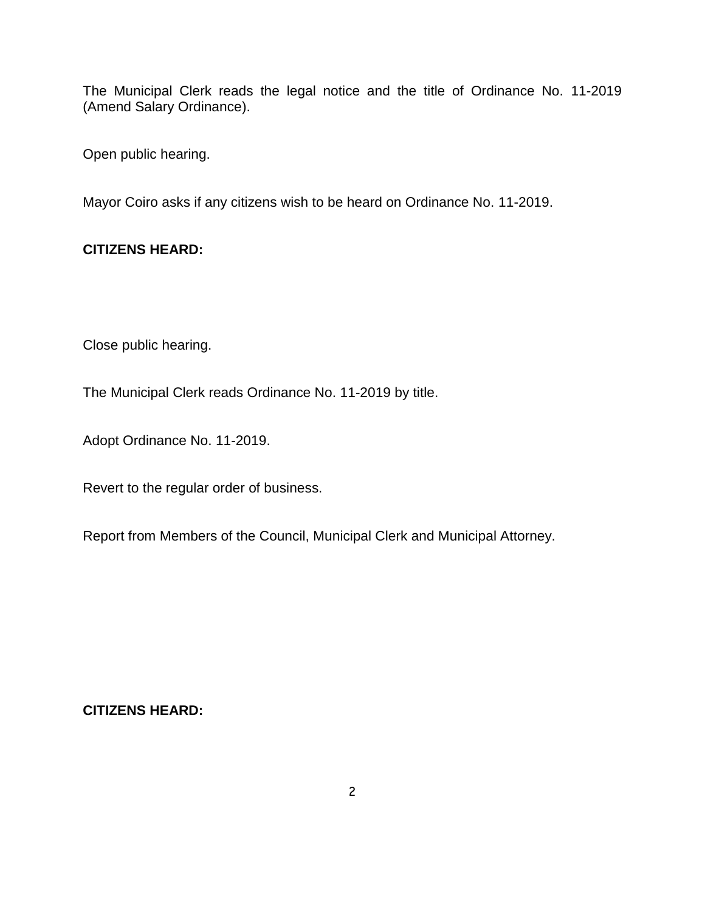The Municipal Clerk reads the legal notice and the title of Ordinance No. 11-2019 (Amend Salary Ordinance).

Open public hearing.

Mayor Coiro asks if any citizens wish to be heard on Ordinance No. 11-2019.

**CITIZENS HEARD:**

Close public hearing.

The Municipal Clerk reads Ordinance No. 11-2019 by title.

Adopt Ordinance No. 11-2019.

Revert to the regular order of business.

Report from Members of the Council, Municipal Clerk and Municipal Attorney.

**CITIZENS HEARD:**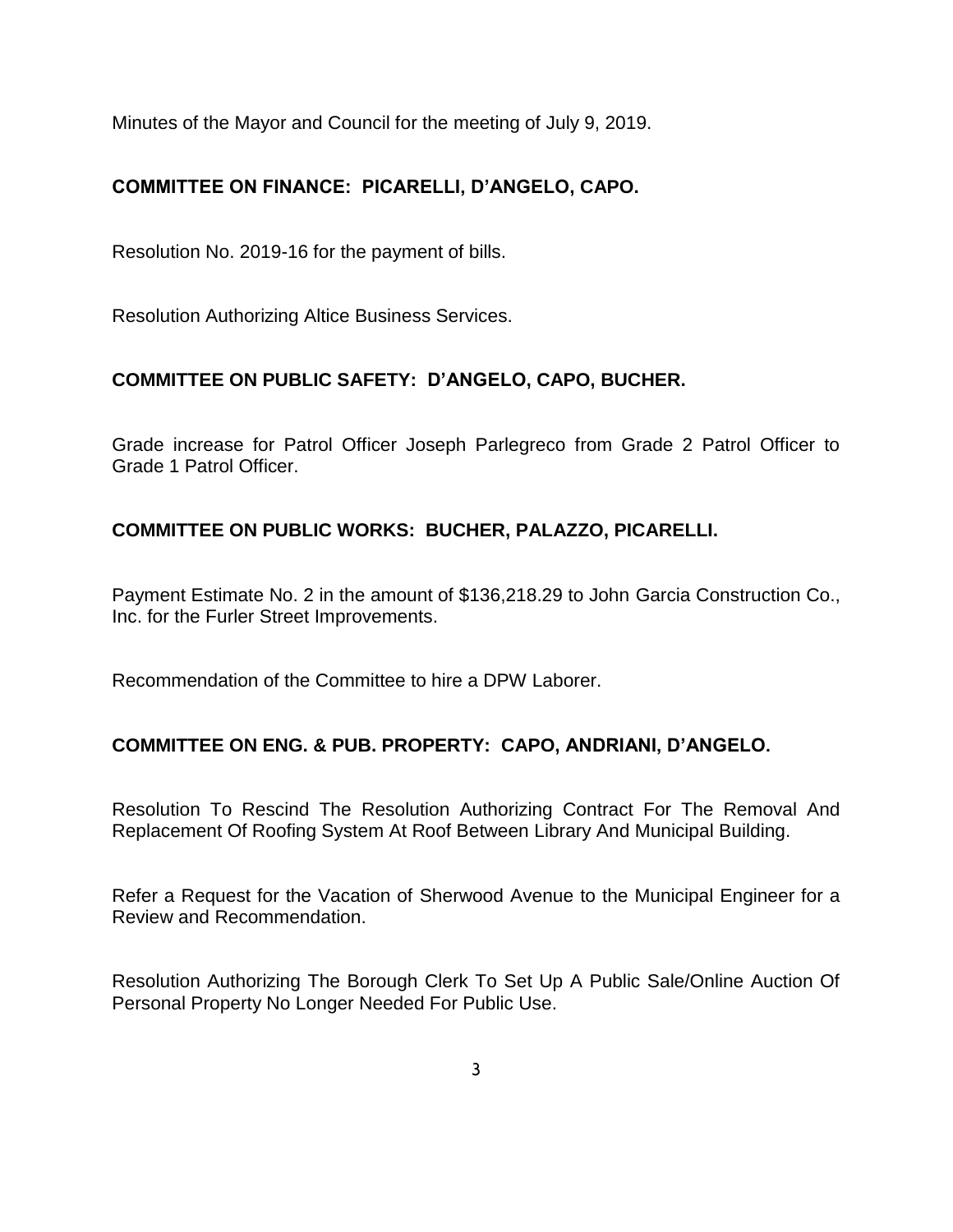Minutes of the Mayor and Council for the meeting of July 9, 2019.

**COMMITTEE ON FINANCE: PICARELLI, D'ANGELO, CAPO.**

Resolution No. 2019-16 for the payment of bills.

Resolution Authorizing Altice Business Services.

**COMMITTEE ON PUBLIC SAFETY: D'ANGELO, CAPO, BUCHER.**

Grade increase for Patrol Officer Joseph Parlegreco from Grade 2 Patrol Officer to Grade 1 Patrol Officer.

**COMMITTEE ON PUBLIC WORKS: BUCHER, PALAZZO, PICARELLI.**

Payment Estimate No. 2 in the amount of $136,218.29 to John Garcia Construction Co., Inc. for the Furler Street Improvements.

Recommendation of the Committee to hire a DPW Laborer.

**COMMITTEE ON ENG. & PUB. PROPERTY: CAPO, ANDRIANI, D'ANGELO.**

Resolution To Rescind The Resolution Authorizing Contract For The Removal And Replacement Of Roofing System At Roof Between Library And Municipal Building.

Refer a Request for the Vacation of Sherwood Avenue to the Municipal Engineer for a Review and Recommendation.

Resolution Authorizing The Borough Clerk To Set Up A Public Sale/Online Auction Of Personal Property No Longer Needed For Public Use.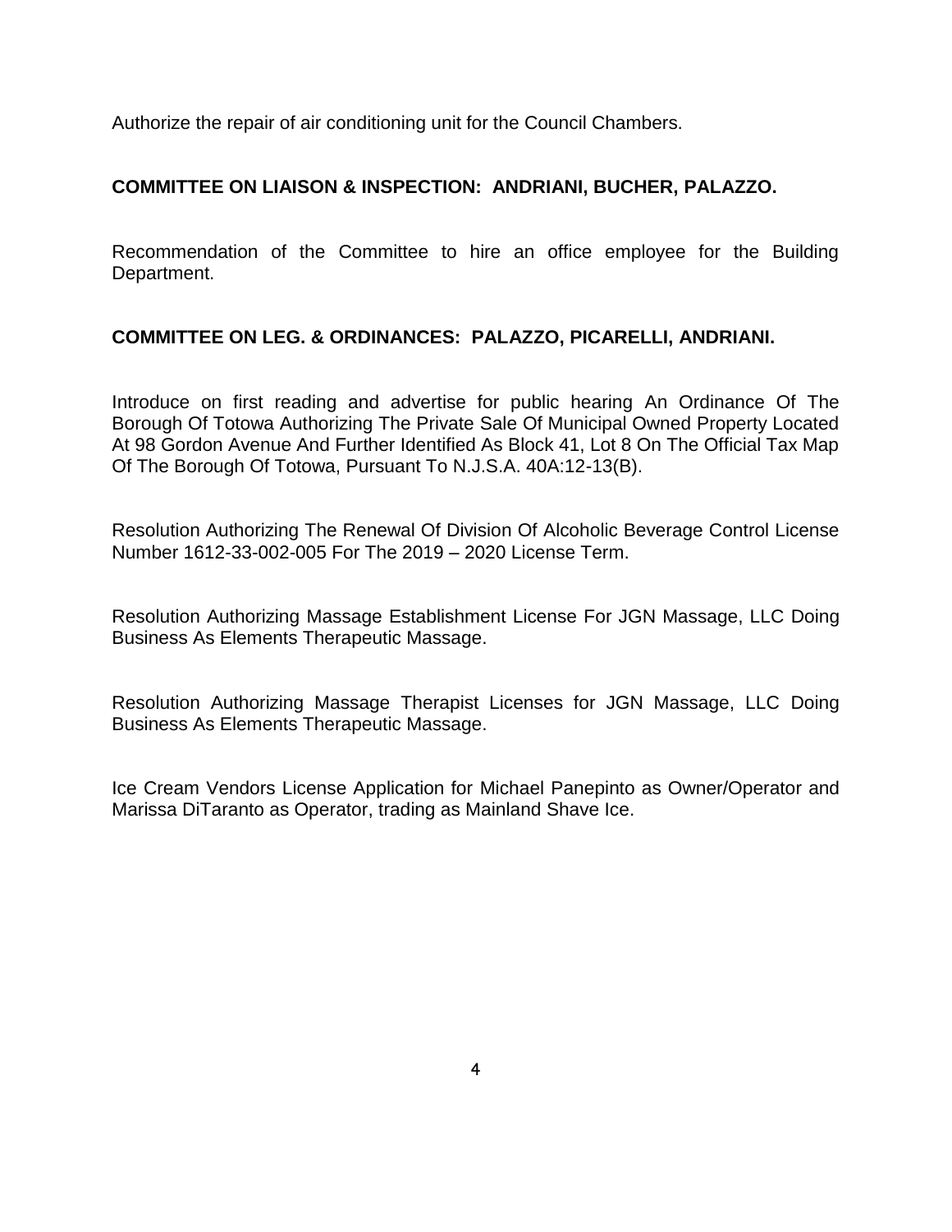Authorize the repair of air conditioning unit for the Council Chambers.

**COMMITTEE ON LIAISON & INSPECTION: ANDRIANI, BUCHER, PALAZZO.**

Recommendation of the Committee to hire an office employee for the Building Department.

**COMMITTEE ON LEG. & ORDINANCES: PALAZZO, PICARELLI, ANDRIANI.**

Introduce on first reading and advertise for public hearing An Ordinance Of The Borough Of Totowa Authorizing The Private Sale Of Municipal Owned Property Located At 98 Gordon Avenue And Further Identified As Block 41, Lot 8 On The Official Tax Map Of The Borough Of Totowa, Pursuant To N.J.S.A. 40A:12-13(B).

Resolution Authorizing The Renewal Of Division Of Alcoholic Beverage Control License Number 1612-33-002-005 For The 2019 – 2020 License Term.

Resolution Authorizing Massage Establishment License For JGN Massage, LLC Doing Business As Elements Therapeutic Massage.

Resolution Authorizing Massage Therapist Licenses for JGN Massage, LLC Doing Business As Elements Therapeutic Massage.

Ice Cream Vendors License Application for Michael Panepinto as Owner/Operator and Marissa DiTaranto as Operator, trading as Mainland Shave Ice.